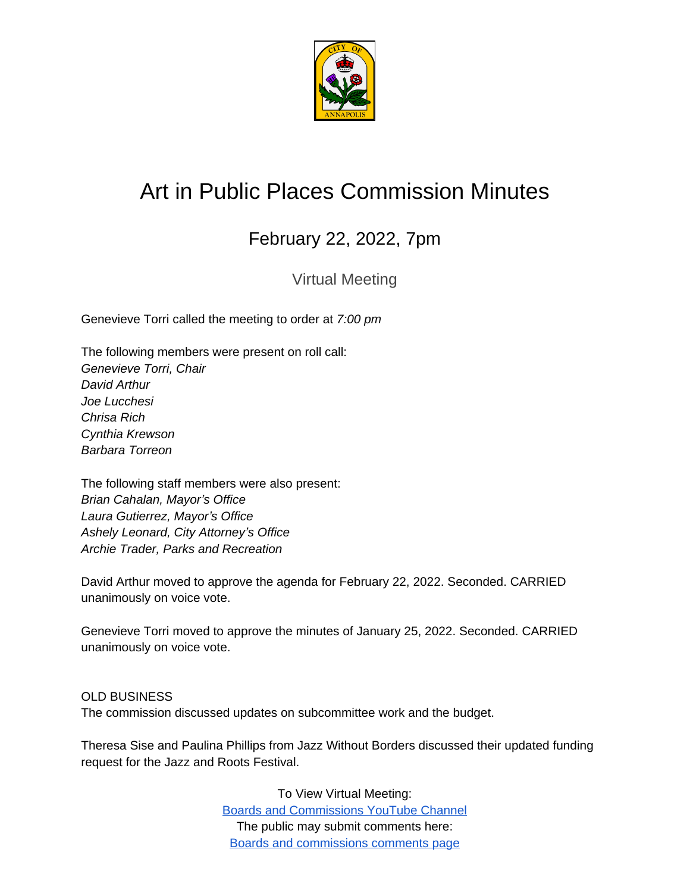# Art in Public Places Commission Minutes

## February 22, 2022, 7pm

### Virtual Meeting

Genevieve Torri called the meeting to order at *7:00 pm*

The following members were present on roll call:
*Genevieve Torri, Chair*
*David Arthur*
*Joe Lucchesi*
*Chrisa Rich*
*Cynthia Krewson*
*Barbara Torreon*

The following staff members were also present:
*Brian Cahalan, Mayor's Office*
*Laura Gutierrez, Mayor's Office*
*Ashely Leonard, City Attorney's Office*
*Archie Trader, Parks and Recreation*

David Arthur moved to approve the agenda for February 22, 2022. Seconded. CARRIED unanimously on voice vote.

Genevieve Torri moved to approve the minutes of January 25, 2022. Seconded. CARRIED unanimously on voice vote.

OLD BUSINESS
The commission discussed updates on subcommittee work and the budget.

Theresa Sise and Paulina Phillips from Jazz Without Borders discussed their updated funding request for the Jazz and Roots Festival.

To View Virtual Meeting:
[Boards and Commissions YouTube Channel]
The public may submit comments here:
[Boards and commissions comments page]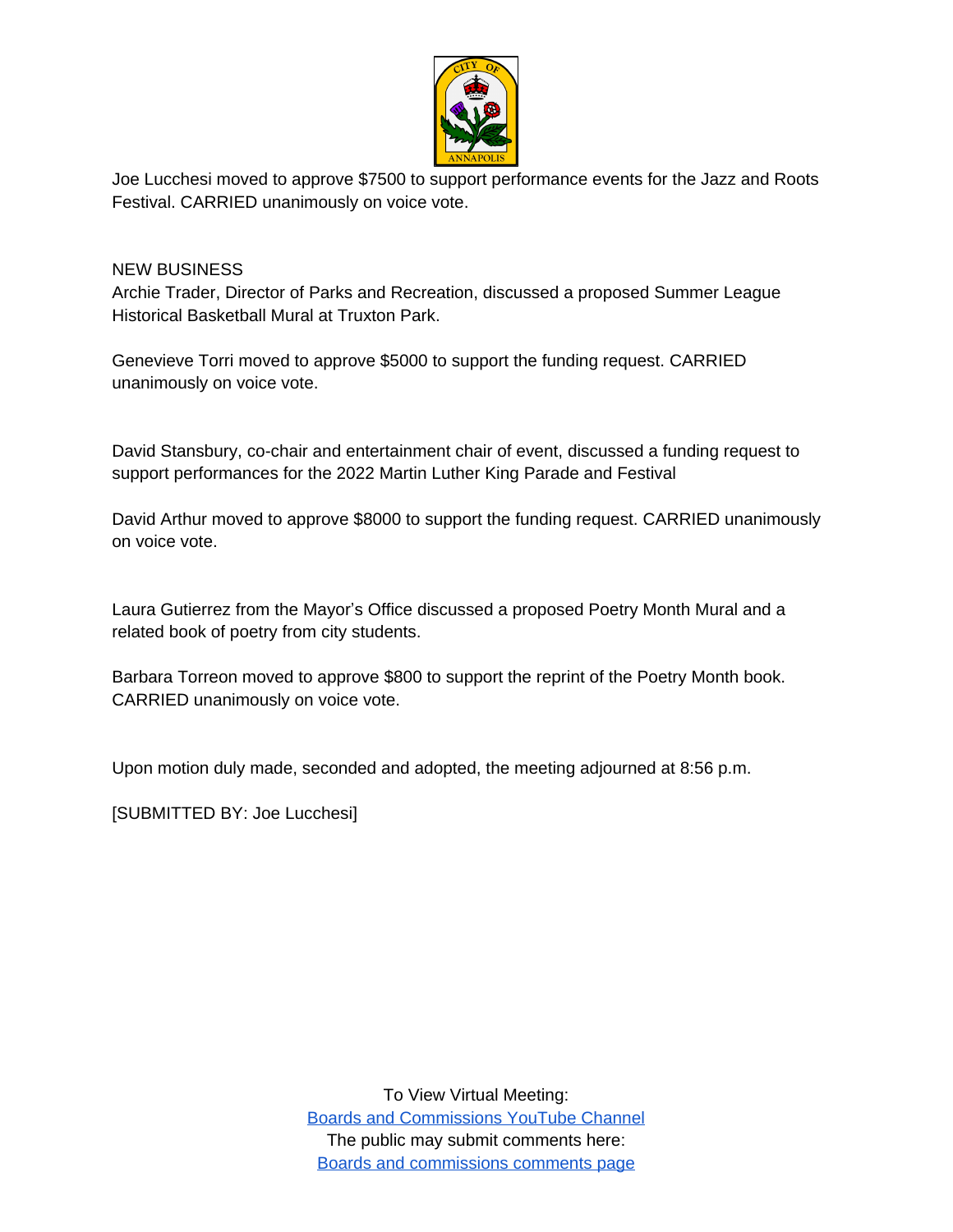Joe Lucchesi moved to approve $7500 to support performance events for the Jazz and Roots Festival. CARRIED unanimously on voice vote.

NEW BUSINESS

Archie Trader, Director of Parks and Recreation, discussed a proposed Summer League Historical Basketball Mural at Truxton Park.

Genevieve Torri moved to approve $5000 to support the funding request. CARRIED unanimously on voice vote.

David Stansbury, co-chair and entertainment chair of event, discussed a funding request to support performances for the 2022 Martin Luther King Parade and Festival

David Arthur moved to approve $8000 to support the funding request. CARRIED unanimously on voice vote.

Laura Gutierrez from the Mayor's Office discussed a proposed Poetry Month Mural and a related book of poetry from city students.

Barbara Torreon moved to approve $800 to support the reprint of the Poetry Month book. CARRIED unanimously on voice vote.

Upon motion duly made, seconded and adopted, the meeting adjourned at 8:56 p.m.

[SUBMITTED BY: Joe Lucchesi]

To View Virtual Meeting:
[Boards and Commissions YouTube Channel]
The public may submit comments here:
[Boards and commissions comments page]